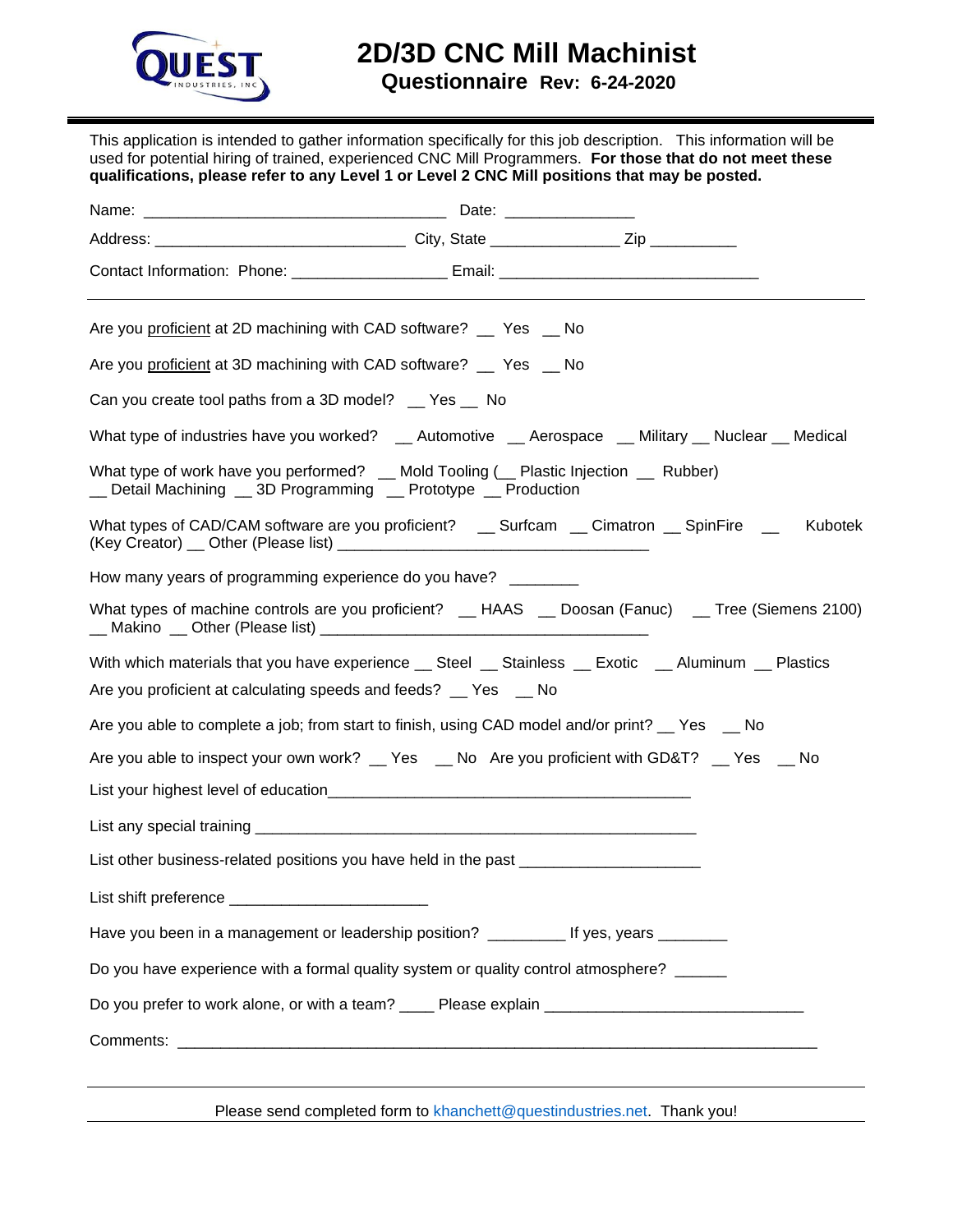# 2D/3D CNC Mill Machinist

## Questionnaire Rev: 6-24-2020

This application is intended to gather information specifically for this job description. This information will be used for potential hiring of trained, experienced CNC Mill Programmers. **For those that do not meet these qualifications, please refer to any Level 1 or Level 2 CNC Mill positions that may be posted.**

Name: ___________________________________ Date: _______________

Address: _____________________________ City, State _______________ Zip __________

Contact Information: Phone: _________________ Email: ______________________________

---

Are you proficient at 2D machining with CAD software? __ Yes __ No

Are you proficient at 3D machining with CAD software? __ Yes __ No

Can you create tool paths from a 3D model? __ Yes __ No

What type of industries have you worked? __ Automotive __ Aerospace __ Military __ Nuclear __ Medical

What type of work have you performed? __ Mold Tooling (__ Plastic Injection __ Rubber) __ Detail Machining __ 3D Programming __ Prototype __ Production

What types of CAD/CAM software are you proficient? __ Surfcam __ Cimatron __ SpinFire __ Kubotek (Key Creator) __ Other (Please list) ____________________________________

How many years of programming experience do you have? ________

What types of machine controls are you proficient? __ HAAS __ Doosan (Fanuc) __ Tree (Siemens 2100) __ Makino __ Other (Please list) ______________________________________

With which materials that you have experience __ Steel __ Stainless __ Exotic __ Aluminum __ Plastics

Are you proficient at calculating speeds and feeds? __ Yes __ No

Are you able to complete a job; from start to finish, using CAD model and/or print? __ Yes __ No

Are you able to inspect your own work? __ Yes __ No Are you proficient with GD&T? __ Yes __ No

List your highest level of education__________________________________________

List any special training ___________________________________________________

List other business-related positions you have held in the past _____________________

List shift preference _______________________

Have you been in a management or leadership position? _________ If yes, years ________

Do you have experience with a formal quality system or quality control atmosphere? ______

Do you prefer to work alone, or with a team? ____ Please explain ______________________________

Comments: ____________________________________________________________________________

---

Please send completed form to khanchett@questindustries.net. Thank you!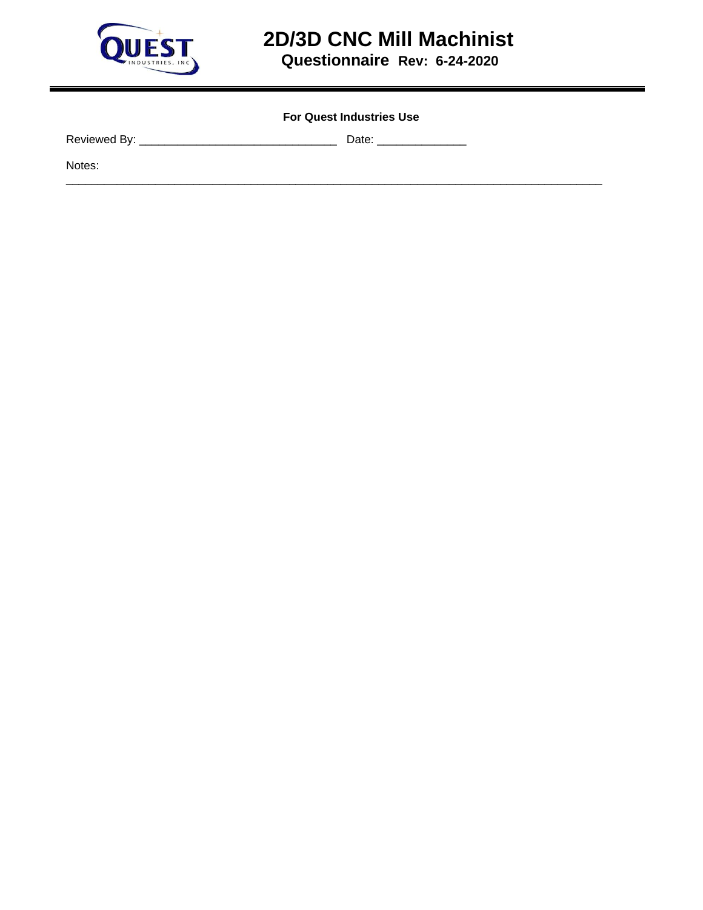For Quest Industries Use

Reviewed By: _______________________________ Date: ______________

Notes:
_____________________________________________________________________________________